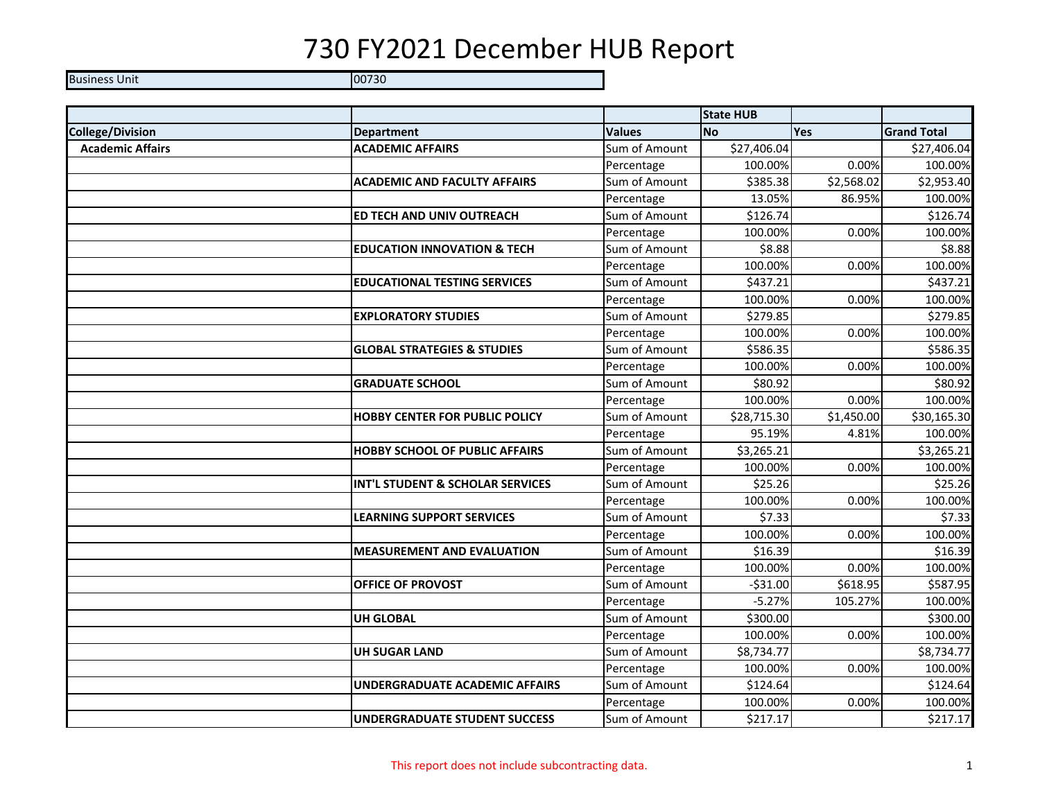# 730 FY2021 December HUB Report

| Business Unit | 00730 |
|---|---|

| | | | State HUB | | |
|---|---|---|---|---|---|
| **College/Division** | **Department** | **Values** | **No** | **Yes** | **Grand Total** |
| **Academic Affairs** | **ACADEMIC AFFAIRS** | Sum of Amount | $27,406.04 | | $27,406.04 |
| | | Percentage | 100.00% | 0.00% | 100.00% |
| | **ACADEMIC AND FACULTY AFFAIRS** | Sum of Amount | $385.38 | $2,568.02 | $2,953.40 |
| | | Percentage | 13.05% | 86.95% | 100.00% |
| | **ED TECH AND UNIV OUTREACH** | Sum of Amount | $126.74 | | $126.74 |
| | | Percentage | 100.00% | 0.00% | 100.00% |
| | **EDUCATION INNOVATION & TECH** | Sum of Amount | $8.88 | | $8.88 |
| | | Percentage | 100.00% | 0.00% | 100.00% |
| | **EDUCATIONAL TESTING SERVICES** | Sum of Amount | $437.21 | | $437.21 |
| | | Percentage | 100.00% | 0.00% | 100.00% |
| | **EXPLORATORY STUDIES** | Sum of Amount | $279.85 | | $279.85 |
| | | Percentage | 100.00% | 0.00% | 100.00% |
| | **GLOBAL STRATEGIES & STUDIES** | Sum of Amount | $586.35 | | $586.35 |
| | | Percentage | 100.00% | 0.00% | 100.00% |
| | **GRADUATE SCHOOL** | Sum of Amount | $80.92 | | $80.92 |
| | | Percentage | 100.00% | 0.00% | 100.00% |
| | **HOBBY CENTER FOR PUBLIC POLICY** | Sum of Amount | $28,715.30 | $1,450.00 | $30,165.30 |
| | | Percentage | 95.19% | 4.81% | 100.00% |
| | **HOBBY SCHOOL OF PUBLIC AFFAIRS** | Sum of Amount | $3,265.21 | | $3,265.21 |
| | | Percentage | 100.00% | 0.00% | 100.00% |
| | **INT'L STUDENT & SCHOLAR SERVICES** | Sum of Amount | $25.26 | | $25.26 |
| | | Percentage | 100.00% | 0.00% | 100.00% |
| | **LEARNING SUPPORT SERVICES** | Sum of Amount | $7.33 | | $7.33 |
| | | Percentage | 100.00% | 0.00% | 100.00% |
| | **MEASUREMENT AND EVALUATION** | Sum of Amount | $16.39 | | $16.39 |
| | | Percentage | 100.00% | 0.00% | 100.00% |
| | **OFFICE OF PROVOST** | Sum of Amount | -$31.00 | $618.95 | $587.95 |
| | | Percentage | -5.27% | 105.27% | 100.00% |
| | **UH GLOBAL** | Sum of Amount | $300.00 | | $300.00 |
| | | Percentage | 100.00% | 0.00% | 100.00% |
| | **UH SUGAR LAND** | Sum of Amount | $8,734.77 | | $8,734.77 |
| | | Percentage | 100.00% | 0.00% | 100.00% |
| | **UNDERGRADUATE ACADEMIC AFFAIRS** | Sum of Amount | $124.64 | | $124.64 |
| | | Percentage | 100.00% | 0.00% | 100.00% |
| | **UNDERGRADUATE STUDENT SUCCESS** | Sum of Amount | $217.17 | | $217.17 |

This report does not include subcontracting data.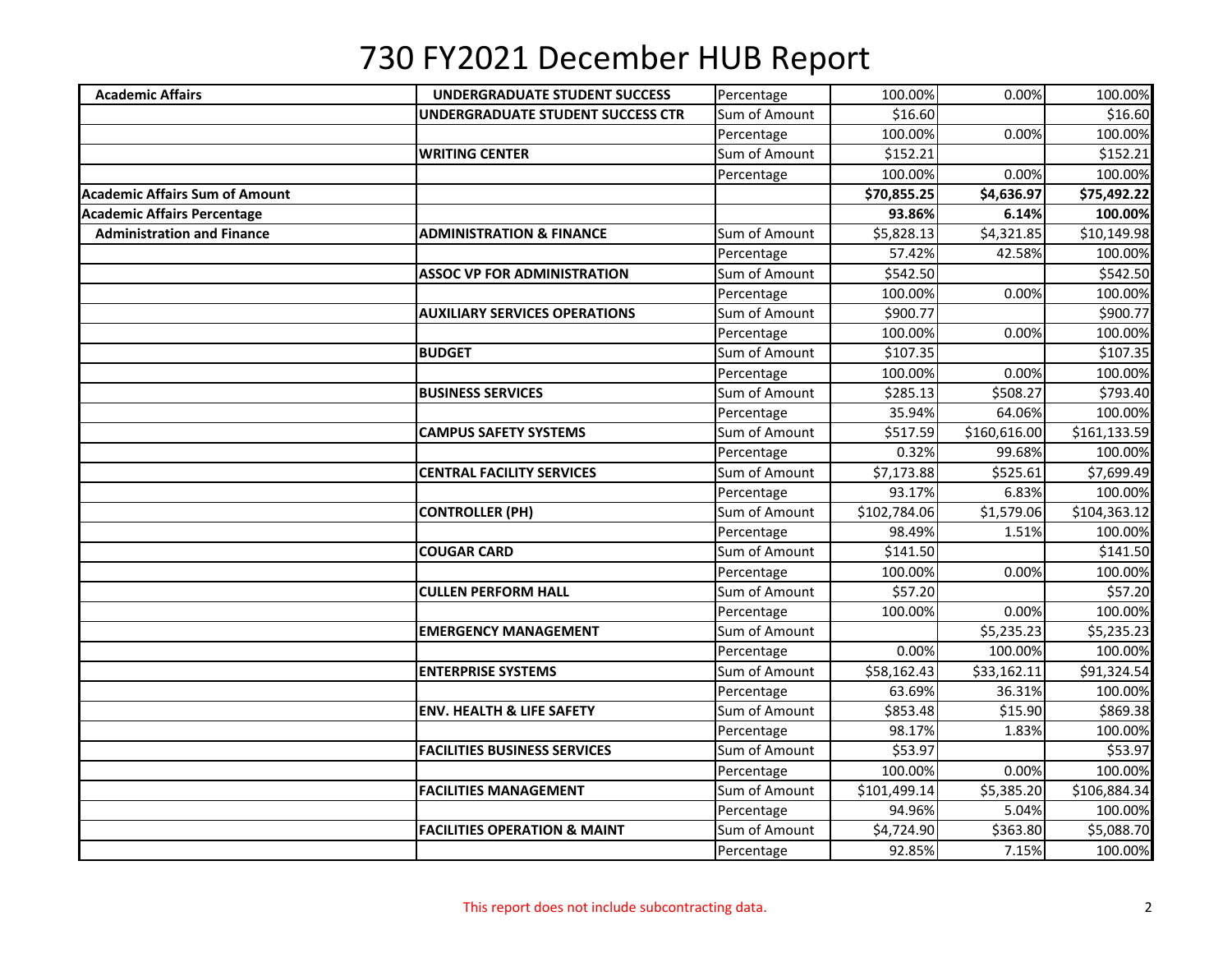# 730 FY2021 December HUB Report

| | | | | | |
|---|---|---|---|---|---|
| **Academic Affairs** | **UNDERGRADUATE STUDENT SUCCESS** | Percentage | 100.00% | 0.00% | 100.00% |
| | **UNDERGRADUATE STUDENT SUCCESS CTR** | Sum of Amount | $16.60 | | $16.60 |
| | | Percentage | 100.00% | 0.00% | 100.00% |
| | **WRITING CENTER** | Sum of Amount | $152.21 | | $152.21 |
| | | Percentage | 100.00% | 0.00% | 100.00% |
| **Academic Affairs Sum of Amount** | | | **$70,855.25** | **$4,636.97** | **$75,492.22** |
| **Academic Affairs Percentage** | | | **93.86%** | **6.14%** | **100.00%** |
| **Administration and Finance** | **ADMINISTRATION & FINANCE** | Sum of Amount | $5,828.13 | $4,321.85 | $10,149.98 |
| | | Percentage | 57.42% | 42.58% | 100.00% |
| | **ASSOC VP FOR ADMINISTRATION** | Sum of Amount | $542.50 | | $542.50 |
| | | Percentage | 100.00% | 0.00% | 100.00% |
| | **AUXILIARY SERVICES OPERATIONS** | Sum of Amount | $900.77 | | $900.77 |
| | | Percentage | 100.00% | 0.00% | 100.00% |
| | **BUDGET** | Sum of Amount | $107.35 | | $107.35 |
| | | Percentage | 100.00% | 0.00% | 100.00% |
| | **BUSINESS SERVICES** | Sum of Amount | $285.13 | $508.27 | $793.40 |
| | | Percentage | 35.94% | 64.06% | 100.00% |
| | **CAMPUS SAFETY SYSTEMS** | Sum of Amount | $517.59 | $160,616.00 | $161,133.59 |
| | | Percentage | 0.32% | 99.68% | 100.00% |
| | **CENTRAL FACILITY SERVICES** | Sum of Amount | $7,173.88 | $525.61 | $7,699.49 |
| | | Percentage | 93.17% | 6.83% | 100.00% |
| | **CONTROLLER (PH)** | Sum of Amount | $102,784.06 | $1,579.06 | $104,363.12 |
| | | Percentage | 98.49% | 1.51% | 100.00% |
| | **COUGAR CARD** | Sum of Amount | $141.50 | | $141.50 |
| | | Percentage | 100.00% | 0.00% | 100.00% |
| | **CULLEN PERFORM HALL** | Sum of Amount | $57.20 | | $57.20 |
| | | Percentage | 100.00% | 0.00% | 100.00% |
| | **EMERGENCY MANAGEMENT** | Sum of Amount | | $5,235.23 | $5,235.23 |
| | | Percentage | 0.00% | 100.00% | 100.00% |
| | **ENTERPRISE SYSTEMS** | Sum of Amount | $58,162.43 | $33,162.11 | $91,324.54 |
| | | Percentage | 63.69% | 36.31% | 100.00% |
| | **ENV. HEALTH & LIFE SAFETY** | Sum of Amount | $853.48 | $15.90 | $869.38 |
| | | Percentage | 98.17% | 1.83% | 100.00% |
| | **FACILITIES BUSINESS SERVICES** | Sum of Amount | $53.97 | | $53.97 |
| | | Percentage | 100.00% | 0.00% | 100.00% |
| | **FACILITIES MANAGEMENT** | Sum of Amount | $101,499.14 | $5,385.20 | $106,884.34 |
| | | Percentage | 94.96% | 5.04% | 100.00% |
| | **FACILITIES OPERATION & MAINT** | Sum of Amount | $4,724.90 | $363.80 | $5,088.70 |
| | | Percentage | 92.85% | 7.15% | 100.00% |

This report does not include subcontracting data.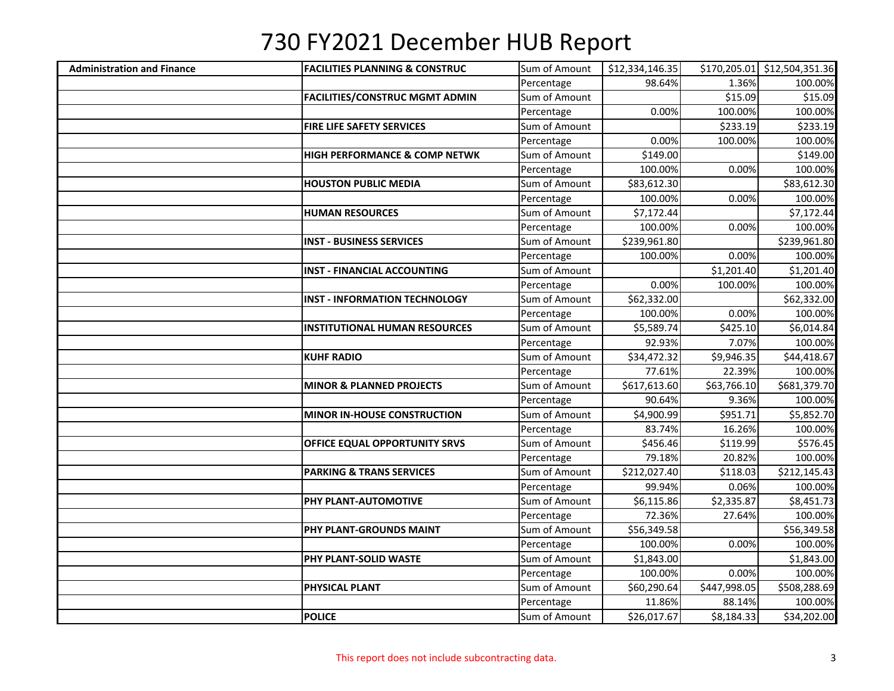# 730 FY2021 December HUB Report

| | | | | | |
|---|---|---|---|---|---|
| **Administration and Finance** | **FACILITIES PLANNING & CONSTRUC** | Sum of Amount | $12,334,146.35 | $170,205.01 | $12,504,351.36 |
| | | Percentage | 98.64% | 1.36% | 100.00% |
| | **FACILITIES/CONSTRUC MGMT ADMIN** | Sum of Amount | | $15.09 | $15.09 |
| | | Percentage | 0.00% | 100.00% | 100.00% |
| | **FIRE LIFE SAFETY SERVICES** | Sum of Amount | | $233.19 | $233.19 |
| | | Percentage | 0.00% | 100.00% | 100.00% |
| | **HIGH PERFORMANCE & COMP NETWK** | Sum of Amount | $149.00 | | $149.00 |
| | | Percentage | 100.00% | 0.00% | 100.00% |
| | **HOUSTON PUBLIC MEDIA** | Sum of Amount | $83,612.30 | | $83,612.30 |
| | | Percentage | 100.00% | 0.00% | 100.00% |
| | **HUMAN RESOURCES** | Sum of Amount | $7,172.44 | | $7,172.44 |
| | | Percentage | 100.00% | 0.00% | 100.00% |
| | **INST - BUSINESS SERVICES** | Sum of Amount | $239,961.80 | | $239,961.80 |
| | | Percentage | 100.00% | 0.00% | 100.00% |
| | **INST - FINANCIAL ACCOUNTING** | Sum of Amount | | $1,201.40 | $1,201.40 |
| | | Percentage | 0.00% | 100.00% | 100.00% |
| | **INST - INFORMATION TECHNOLOGY** | Sum of Amount | $62,332.00 | | $62,332.00 |
| | | Percentage | 100.00% | 0.00% | 100.00% |
| | **INSTITUTIONAL HUMAN RESOURCES** | Sum of Amount | $5,589.74 | $425.10 | $6,014.84 |
| | | Percentage | 92.93% | 7.07% | 100.00% |
| | **KUHF RADIO** | Sum of Amount | $34,472.32 | $9,946.35 | $44,418.67 |
| | | Percentage | 77.61% | 22.39% | 100.00% |
| | **MINOR & PLANNED PROJECTS** | Sum of Amount | $617,613.60 | $63,766.10 | $681,379.70 |
| | | Percentage | 90.64% | 9.36% | 100.00% |
| | **MINOR IN-HOUSE CONSTRUCTION** | Sum of Amount | $4,900.99 | $951.71 | $5,852.70 |
| | | Percentage | 83.74% | 16.26% | 100.00% |
| | **OFFICE EQUAL OPPORTUNITY SRVS** | Sum of Amount | $456.46 | $119.99 | $576.45 |
| | | Percentage | 79.18% | 20.82% | 100.00% |
| | **PARKING & TRANS SERVICES** | Sum of Amount | $212,027.40 | $118.03 | $212,145.43 |
| | | Percentage | 99.94% | 0.06% | 100.00% |
| | **PHY PLANT-AUTOMOTIVE** | Sum of Amount | $6,115.86 | $2,335.87 | $8,451.73 |
| | | Percentage | 72.36% | 27.64% | 100.00% |
| | **PHY PLANT-GROUNDS MAINT** | Sum of Amount | $56,349.58 | | $56,349.58 |
| | | Percentage | 100.00% | 0.00% | 100.00% |
| | **PHY PLANT-SOLID WASTE** | Sum of Amount | $1,843.00 | | $1,843.00 |
| | | Percentage | 100.00% | 0.00% | 100.00% |
| | **PHYSICAL PLANT** | Sum of Amount | $60,290.64 | $447,998.05 | $508,288.69 |
| | | Percentage | 11.86% | 88.14% | 100.00% |
| | **POLICE** | Sum of Amount | $26,017.67 | $8,184.33 | $34,202.00 |

This report does not include subcontracting data.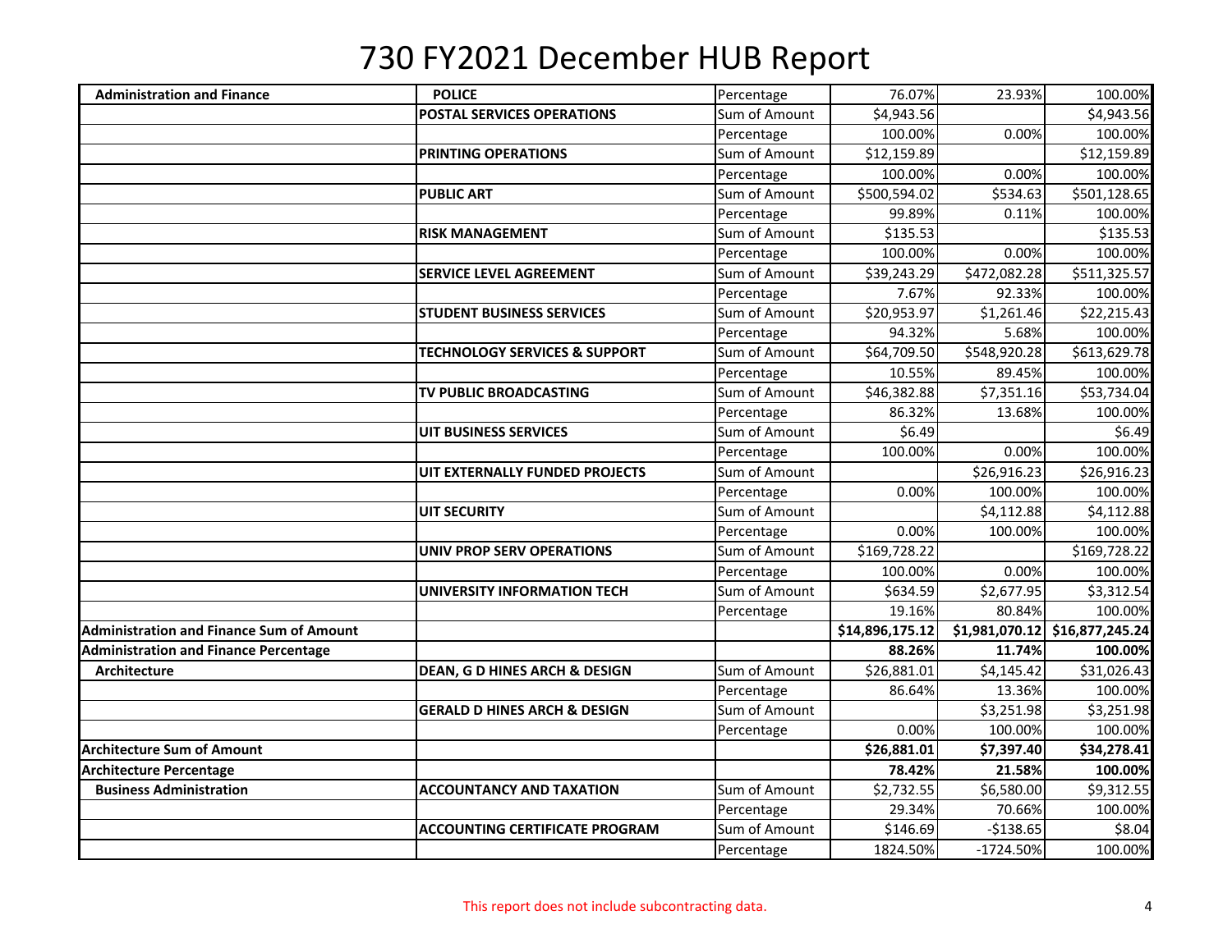# 730 FY2021 December HUB Report

| | | | | | |
|---|---|---|---|---|---|
| **Administration and Finance** | **POLICE** | Percentage | 76.07% | 23.93% | 100.00% |
| | **POSTAL SERVICES OPERATIONS** | Sum of Amount | $4,943.56 | | $4,943.56 |
| | | Percentage | 100.00% | 0.00% | 100.00% |
| | **PRINTING OPERATIONS** | Sum of Amount | $12,159.89 | | $12,159.89 |
| | | Percentage | 100.00% | 0.00% | 100.00% |
| | **PUBLIC ART** | Sum of Amount | $500,594.02 | $534.63 | $501,128.65 |
| | | Percentage | 99.89% | 0.11% | 100.00% |
| | **RISK MANAGEMENT** | Sum of Amount | $135.53 | | $135.53 |
| | | Percentage | 100.00% | 0.00% | 100.00% |
| | **SERVICE LEVEL AGREEMENT** | Sum of Amount | $39,243.29 | $472,082.28 | $511,325.57 |
| | | Percentage | 7.67% | 92.33% | 100.00% |
| | **STUDENT BUSINESS SERVICES** | Sum of Amount | $20,953.97 | $1,261.46 | $22,215.43 |
| | | Percentage | 94.32% | 5.68% | 100.00% |
| | **TECHNOLOGY SERVICES & SUPPORT** | Sum of Amount | $64,709.50 | $548,920.28 | $613,629.78 |
| | | Percentage | 10.55% | 89.45% | 100.00% |
| | **TV PUBLIC BROADCASTING** | Sum of Amount | $46,382.88 | $7,351.16 | $53,734.04 |
| | | Percentage | 86.32% | 13.68% | 100.00% |
| | **UIT BUSINESS SERVICES** | Sum of Amount | $6.49 | | $6.49 |
| | | Percentage | 100.00% | 0.00% | 100.00% |
| | **UIT EXTERNALLY FUNDED PROJECTS** | Sum of Amount | | $26,916.23 | $26,916.23 |
| | | Percentage | 0.00% | 100.00% | 100.00% |
| | **UIT SECURITY** | Sum of Amount | | $4,112.88 | $4,112.88 |
| | | Percentage | 0.00% | 100.00% | 100.00% |
| | **UNIV PROP SERV OPERATIONS** | Sum of Amount | $169,728.22 | | $169,728.22 |
| | | Percentage | 100.00% | 0.00% | 100.00% |
| | **UNIVERSITY INFORMATION TECH** | Sum of Amount | $634.59 | $2,677.95 | $3,312.54 |
| | | Percentage | 19.16% | 80.84% | 100.00% |
| **Administration and Finance Sum of Amount** | | | **$14,896,175.12** | **$1,981,070.12** | **$16,877,245.24** |
| **Administration and Finance Percentage** | | | **88.26%** | **11.74%** | **100.00%** |
| **Architecture** | **DEAN, G D HINES ARCH & DESIGN** | Sum of Amount | $26,881.01 | $4,145.42 | $31,026.43 |
| | | Percentage | 86.64% | 13.36% | 100.00% |
| | **GERALD D HINES ARCH & DESIGN** | Sum of Amount | | $3,251.98 | $3,251.98 |
| | | Percentage | 0.00% | 100.00% | 100.00% |
| **Architecture Sum of Amount** | | | **$26,881.01** | **$7,397.40** | **$34,278.41** |
| **Architecture Percentage** | | | **78.42%** | **21.58%** | **100.00%** |
| **Business Administration** | **ACCOUNTANCY AND TAXATION** | Sum of Amount | $2,732.55 | $6,580.00 | $9,312.55 |
| | | Percentage | 29.34% | 70.66% | 100.00% |
| | **ACCOUNTING CERTIFICATE PROGRAM** | Sum of Amount | $146.69 | -$138.65 | $8.04 |
| | | Percentage | 1824.50% | -1724.50% | 100.00% |

This report does not include subcontracting data.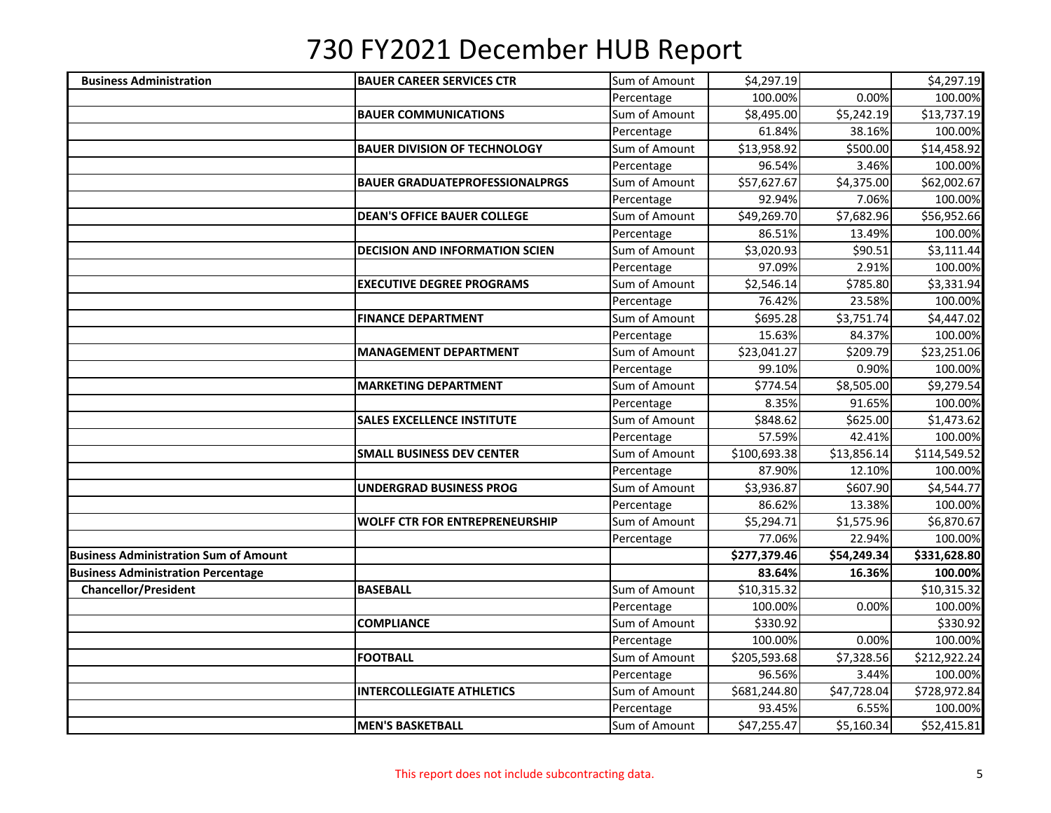# 730 FY2021 December HUB Report

| | | | | | |
|---|---|---|---|---|---|
| **Business Administration** | **BAUER CAREER SERVICES CTR** | Sum of Amount | $4,297.19 | | $4,297.19 |
| | | Percentage | 100.00% | 0.00% | 100.00% |
| | **BAUER COMMUNICATIONS** | Sum of Amount | $8,495.00 | $5,242.19 | $13,737.19 |
| | | Percentage | 61.84% | 38.16% | 100.00% |
| | **BAUER DIVISION OF TECHNOLOGY** | Sum of Amount | $13,958.92 | $500.00 | $14,458.92 |
| | | Percentage | 96.54% | 3.46% | 100.00% |
| | **BAUER GRADUATEPROFESSIONALPRGS** | Sum of Amount | $57,627.67 | $4,375.00 | $62,002.67 |
| | | Percentage | 92.94% | 7.06% | 100.00% |
| | **DEAN'S OFFICE BAUER COLLEGE** | Sum of Amount | $49,269.70 | $7,682.96 | $56,952.66 |
| | | Percentage | 86.51% | 13.49% | 100.00% |
| | **DECISION AND INFORMATION SCIEN** | Sum of Amount | $3,020.93 | $90.51 | $3,111.44 |
| | | Percentage | 97.09% | 2.91% | 100.00% |
| | **EXECUTIVE DEGREE PROGRAMS** | Sum of Amount | $2,546.14 | $785.80 | $3,331.94 |
| | | Percentage | 76.42% | 23.58% | 100.00% |
| | **FINANCE DEPARTMENT** | Sum of Amount | $695.28 | $3,751.74 | $4,447.02 |
| | | Percentage | 15.63% | 84.37% | 100.00% |
| | **MANAGEMENT DEPARTMENT** | Sum of Amount | $23,041.27 | $209.79 | $23,251.06 |
| | | Percentage | 99.10% | 0.90% | 100.00% |
| | **MARKETING DEPARTMENT** | Sum of Amount | $774.54 | $8,505.00 | $9,279.54 |
| | | Percentage | 8.35% | 91.65% | 100.00% |
| | **SALES EXCELLENCE INSTITUTE** | Sum of Amount | $848.62 | $625.00 | $1,473.62 |
| | | Percentage | 57.59% | 42.41% | 100.00% |
| | **SMALL BUSINESS DEV CENTER** | Sum of Amount | $100,693.38 | $13,856.14 | $114,549.52 |
| | | Percentage | 87.90% | 12.10% | 100.00% |
| | **UNDERGRAD BUSINESS PROG** | Sum of Amount | $3,936.87 | $607.90 | $4,544.77 |
| | | Percentage | 86.62% | 13.38% | 100.00% |
| | **WOLFF CTR FOR ENTREPRENEURSHIP** | Sum of Amount | $5,294.71 | $1,575.96 | $6,870.67 |
| | | Percentage | 77.06% | 22.94% | 100.00% |
| **Business Administration Sum of Amount** | | | **$277,379.46** | **$54,249.34** | **$331,628.80** |
| **Business Administration Percentage** | | | **83.64%** | **16.36%** | **100.00%** |
| **Chancellor/President** | **BASEBALL** | Sum of Amount | $10,315.32 | | $10,315.32 |
| | | Percentage | 100.00% | 0.00% | 100.00% |
| | **COMPLIANCE** | Sum of Amount | $330.92 | | $330.92 |
| | | Percentage | 100.00% | 0.00% | 100.00% |
| | **FOOTBALL** | Sum of Amount | $205,593.68 | $7,328.56 | $212,922.24 |
| | | Percentage | 96.56% | 3.44% | 100.00% |
| | **INTERCOLLEGIATE ATHLETICS** | Sum of Amount | $681,244.80 | $47,728.04 | $728,972.84 |
| | | Percentage | 93.45% | 6.55% | 100.00% |
| | **MEN'S BASKETBALL** | Sum of Amount | $47,255.47 | $5,160.34 | $52,415.81 |

This report does not include subcontracting data.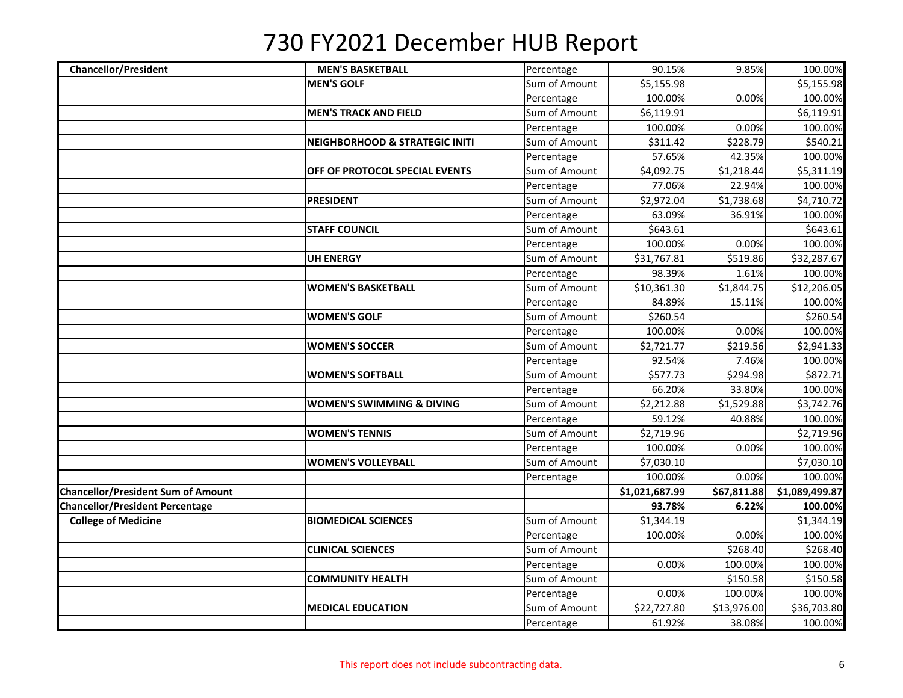# 730 FY2021 December HUB Report

| | | | | | |
|---|---|---|---|---|---|
| **Chancellor/President** | **MEN'S BASKETBALL** | Percentage | 90.15% | 9.85% | 100.00% |
| | **MEN'S GOLF** | Sum of Amount | $5,155.98 | | $5,155.98 |
| | | Percentage | 100.00% | 0.00% | 100.00% |
| | **MEN'S TRACK AND FIELD** | Sum of Amount | $6,119.91 | | $6,119.91 |
| | | Percentage | 100.00% | 0.00% | 100.00% |
| | **NEIGHBORHOOD & STRATEGIC INITI** | Sum of Amount | $311.42 | $228.79 | $540.21 |
| | | Percentage | 57.65% | 42.35% | 100.00% |
| | **OFF OF PROTOCOL SPECIAL EVENTS** | Sum of Amount | $4,092.75 | $1,218.44 | $5,311.19 |
| | | Percentage | 77.06% | 22.94% | 100.00% |
| | **PRESIDENT** | Sum of Amount | $2,972.04 | $1,738.68 | $4,710.72 |
| | | Percentage | 63.09% | 36.91% | 100.00% |
| | **STAFF COUNCIL** | Sum of Amount | $643.61 | | $643.61 |
| | | Percentage | 100.00% | 0.00% | 100.00% |
| | **UH ENERGY** | Sum of Amount | $31,767.81 | $519.86 | $32,287.67 |
| | | Percentage | 98.39% | 1.61% | 100.00% |
| | **WOMEN'S BASKETBALL** | Sum of Amount | $10,361.30 | $1,844.75 | $12,206.05 |
| | | Percentage | 84.89% | 15.11% | 100.00% |
| | **WOMEN'S GOLF** | Sum of Amount | $260.54 | | $260.54 |
| | | Percentage | 100.00% | 0.00% | 100.00% |
| | **WOMEN'S SOCCER** | Sum of Amount | $2,721.77 | $219.56 | $2,941.33 |
| | | Percentage | 92.54% | 7.46% | 100.00% |
| | **WOMEN'S SOFTBALL** | Sum of Amount | $577.73 | $294.98 | $872.71 |
| | | Percentage | 66.20% | 33.80% | 100.00% |
| | **WOMEN'S SWIMMING & DIVING** | Sum of Amount | $2,212.88 | $1,529.88 | $3,742.76 |
| | | Percentage | 59.12% | 40.88% | 100.00% |
| | **WOMEN'S TENNIS** | Sum of Amount | $2,719.96 | | $2,719.96 |
| | | Percentage | 100.00% | 0.00% | 100.00% |
| | **WOMEN'S VOLLEYBALL** | Sum of Amount | $7,030.10 | | $7,030.10 |
| | | Percentage | 100.00% | 0.00% | 100.00% |
| **Chancellor/President Sum of Amount** | | | **$1,021,687.99** | **$67,811.88** | **$1,089,499.87** |
| **Chancellor/President Percentage** | | | **93.78%** | **6.22%** | **100.00%** |
| **College of Medicine** | **BIOMEDICAL SCIENCES** | Sum of Amount | $1,344.19 | | $1,344.19 |
| | | Percentage | 100.00% | 0.00% | 100.00% |
| | **CLINICAL SCIENCES** | Sum of Amount | | $268.40 | $268.40 |
| | | Percentage | 0.00% | 100.00% | 100.00% |
| | **COMMUNITY HEALTH** | Sum of Amount | | $150.58 | $150.58 |
| | | Percentage | 0.00% | 100.00% | 100.00% |
| | **MEDICAL EDUCATION** | Sum of Amount | $22,727.80 | $13,976.00 | $36,703.80 |
| | | Percentage | 61.92% | 38.08% | 100.00% |

This report does not include subcontracting data.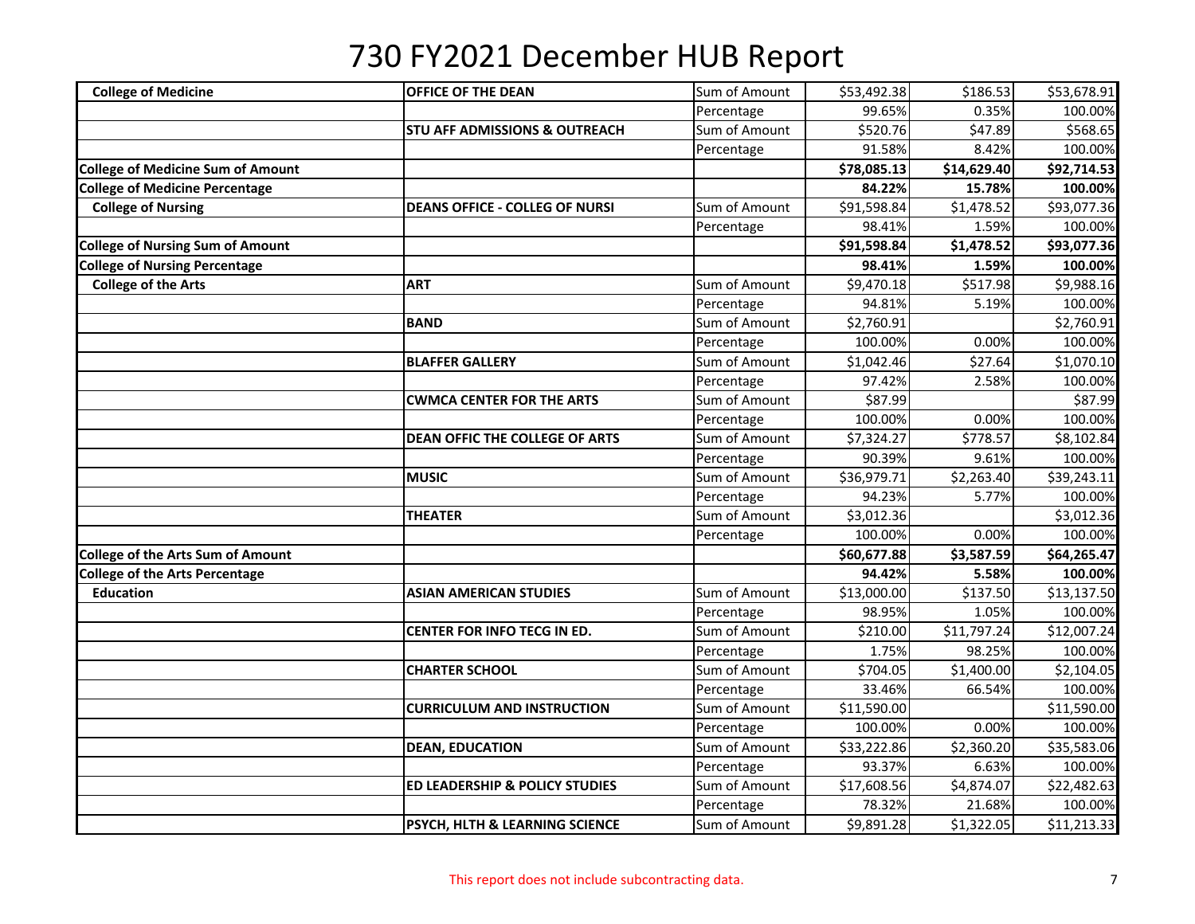# 730 FY2021 December HUB Report

| | | | | | |
|---|---|---|---|---|---|
| **College of Medicine** | **OFFICE OF THE DEAN** | Sum of Amount | $53,492.38 | $186.53 | $53,678.91 |
| | | Percentage | 99.65% | 0.35% | 100.00% |
| | **STU AFF ADMISSIONS & OUTREACH** | Sum of Amount | $520.76 | $47.89 | $568.65 |
| | | Percentage | 91.58% | 8.42% | 100.00% |
| **College of Medicine Sum of Amount** | | | **$78,085.13** | **$14,629.40** | **$92,714.53** |
| **College of Medicine Percentage** | | | **84.22%** | **15.78%** | **100.00%** |
| **College of Nursing** | **DEANS OFFICE - COLLEG OF NURSI** | Sum of Amount | $91,598.84 | $1,478.52 | $93,077.36 |
| | | Percentage | 98.41% | 1.59% | 100.00% |
| **College of Nursing Sum of Amount** | | | **$91,598.84** | **$1,478.52** | **$93,077.36** |
| **College of Nursing Percentage** | | | **98.41%** | **1.59%** | **100.00%** |
| **College of the Arts** | **ART** | Sum of Amount | $9,470.18 | $517.98 | $9,988.16 |
| | | Percentage | 94.81% | 5.19% | 100.00% |
| | **BAND** | Sum of Amount | $2,760.91 | | $2,760.91 |
| | | Percentage | 100.00% | 0.00% | 100.00% |
| | **BLAFFER GALLERY** | Sum of Amount | $1,042.46 | $27.64 | $1,070.10 |
| | | Percentage | 97.42% | 2.58% | 100.00% |
| | **CWMCA CENTER FOR THE ARTS** | Sum of Amount | $87.99 | | $87.99 |
| | | Percentage | 100.00% | 0.00% | 100.00% |
| | **DEAN OFFIC THE COLLEGE OF ARTS** | Sum of Amount | $7,324.27 | $778.57 | $8,102.84 |
| | | Percentage | 90.39% | 9.61% | 100.00% |
| | **MUSIC** | Sum of Amount | $36,979.71 | $2,263.40 | $39,243.11 |
| | | Percentage | 94.23% | 5.77% | 100.00% |
| | **THEATER** | Sum of Amount | $3,012.36 | | $3,012.36 |
| | | Percentage | 100.00% | 0.00% | 100.00% |
| **College of the Arts Sum of Amount** | | | **$60,677.88** | **$3,587.59** | **$64,265.47** |
| **College of the Arts Percentage** | | | **94.42%** | **5.58%** | **100.00%** |
| **Education** | **ASIAN AMERICAN STUDIES** | Sum of Amount | $13,000.00 | $137.50 | $13,137.50 |
| | | Percentage | 98.95% | 1.05% | 100.00% |
| | **CENTER FOR INFO TECG IN ED.** | Sum of Amount | $210.00 | $11,797.24 | $12,007.24 |
| | | Percentage | 1.75% | 98.25% | 100.00% |
| | **CHARTER SCHOOL** | Sum of Amount | $704.05 | $1,400.00 | $2,104.05 |
| | | Percentage | 33.46% | 66.54% | 100.00% |
| | **CURRICULUM AND INSTRUCTION** | Sum of Amount | $11,590.00 | | $11,590.00 |
| | | Percentage | 100.00% | 0.00% | 100.00% |
| | **DEAN, EDUCATION** | Sum of Amount | $33,222.86 | $2,360.20 | $35,583.06 |
| | | Percentage | 93.37% | 6.63% | 100.00% |
| | **ED LEADERSHIP & POLICY STUDIES** | Sum of Amount | $17,608.56 | $4,874.07 | $22,482.63 |
| | | Percentage | 78.32% | 21.68% | 100.00% |
| | **PSYCH, HLTH & LEARNING SCIENCE** | Sum of Amount | $9,891.28 | $1,322.05 | $11,213.33 |

This report does not include subcontracting data.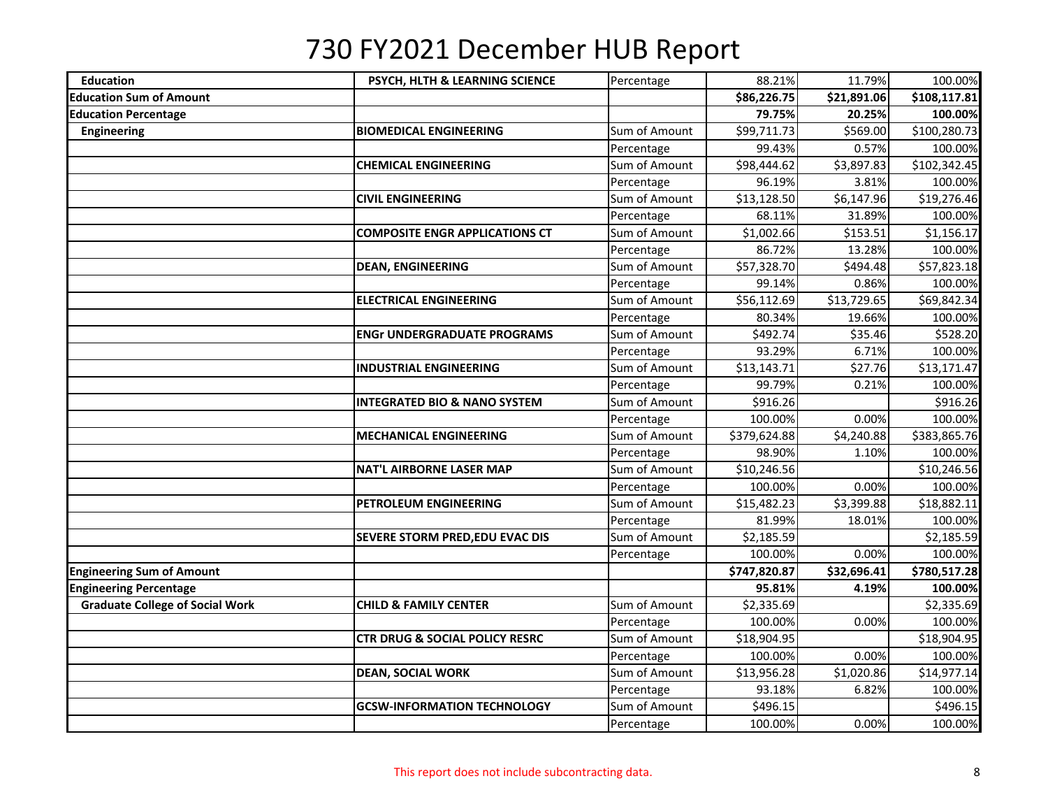# 730 FY2021 December HUB Report

| | | | | | |
|---|---|---|---|---|---|
| **Education** | **PSYCH, HLTH & LEARNING SCIENCE** | Percentage | 88.21% | 11.79% | 100.00% |
| **Education Sum of Amount** | | | **$86,226.75** | **$21,891.06** | **$108,117.81** |
| **Education Percentage** | | | **79.75%** | **20.25%** | **100.00%** |
| **Engineering** | **BIOMEDICAL ENGINEERING** | Sum of Amount | $99,711.73 | $569.00 | $100,280.73 |
| | | Percentage | 99.43% | 0.57% | 100.00% |
| | **CHEMICAL ENGINEERING** | Sum of Amount | $98,444.62 | $3,897.83 | $102,342.45 |
| | | Percentage | 96.19% | 3.81% | 100.00% |
| | **CIVIL ENGINEERING** | Sum of Amount | $13,128.50 | $6,147.96 | $19,276.46 |
| | | Percentage | 68.11% | 31.89% | 100.00% |
| | **COMPOSITE ENGR APPLICATIONS CT** | Sum of Amount | $1,002.66 | $153.51 | $1,156.17 |
| | | Percentage | 86.72% | 13.28% | 100.00% |
| | **DEAN, ENGINEERING** | Sum of Amount | $57,328.70 | $494.48 | $57,823.18 |
| | | Percentage | 99.14% | 0.86% | 100.00% |
| | **ELECTRICAL ENGINEERING** | Sum of Amount | $56,112.69 | $13,729.65 | $69,842.34 |
| | | Percentage | 80.34% | 19.66% | 100.00% |
| | **ENGr UNDERGRADUATE PROGRAMS** | Sum of Amount | $492.74 | $35.46 | $528.20 |
| | | Percentage | 93.29% | 6.71% | 100.00% |
| | **INDUSTRIAL ENGINEERING** | Sum of Amount | $13,143.71 | $27.76 | $13,171.47 |
| | | Percentage | 99.79% | 0.21% | 100.00% |
| | **INTEGRATED BIO & NANO SYSTEM** | Sum of Amount | $916.26 | | $916.26 |
| | | Percentage | 100.00% | 0.00% | 100.00% |
| | **MECHANICAL ENGINEERING** | Sum of Amount | $379,624.88 | $4,240.88 | $383,865.76 |
| | | Percentage | 98.90% | 1.10% | 100.00% |
| | **NAT'L AIRBORNE LASER MAP** | Sum of Amount | $10,246.56 | | $10,246.56 |
| | | Percentage | 100.00% | 0.00% | 100.00% |
| | **PETROLEUM ENGINEERING** | Sum of Amount | $15,482.23 | $3,399.88 | $18,882.11 |
| | | Percentage | 81.99% | 18.01% | 100.00% |
| | **SEVERE STORM PRED,EDU EVAC DIS** | Sum of Amount | $2,185.59 | | $2,185.59 |
| | | Percentage | 100.00% | 0.00% | 100.00% |
| **Engineering Sum of Amount** | | | **$747,820.87** | **$32,696.41** | **$780,517.28** |
| **Engineering Percentage** | | | **95.81%** | **4.19%** | **100.00%** |
| **Graduate College of Social Work** | **CHILD & FAMILY CENTER** | Sum of Amount | $2,335.69 | | $2,335.69 |
| | | Percentage | 100.00% | 0.00% | 100.00% |
| | **CTR DRUG & SOCIAL POLICY RESRC** | Sum of Amount | $18,904.95 | | $18,904.95 |
| | | Percentage | 100.00% | 0.00% | 100.00% |
| | **DEAN, SOCIAL WORK** | Sum of Amount | $13,956.28 | $1,020.86 | $14,977.14 |
| | | Percentage | 93.18% | 6.82% | 100.00% |
| | **GCSW-INFORMATION TECHNOLOGY** | Sum of Amount | $496.15 | | $496.15 |
| | | Percentage | 100.00% | 0.00% | 100.00% |

This report does not include subcontracting data.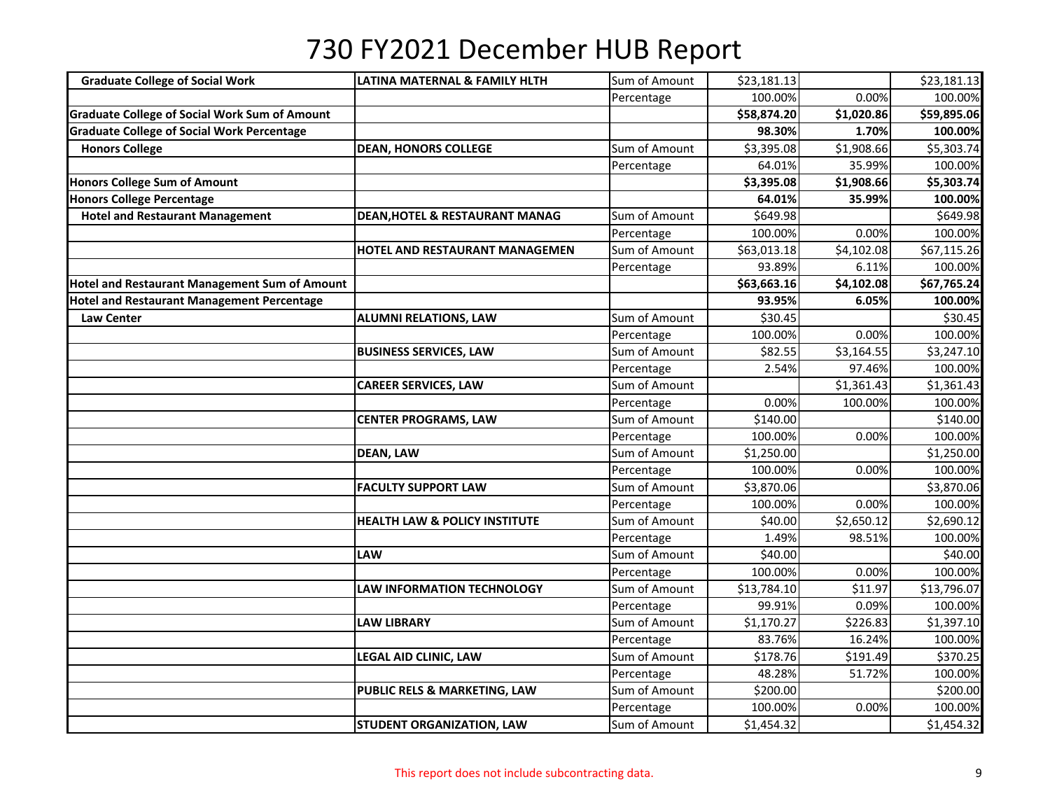# 730 FY2021 December HUB Report

| | | | | | |
|---|---|---|---|---|---|
| **Graduate College of Social Work** | **LATINA MATERNAL & FAMILY HLTH** | Sum of Amount | $23,181.13 | | $23,181.13 |
| | | Percentage | 100.00% | 0.00% | 100.00% |
| **Graduate College of Social Work Sum of Amount** | | | **$58,874.20** | **$1,020.86** | **$59,895.06** |
| **Graduate College of Social Work Percentage** | | | **98.30%** | **1.70%** | **100.00%** |
| **Honors College** | **DEAN, HONORS COLLEGE** | Sum of Amount | $3,395.08 | $1,908.66 | $5,303.74 |
| | | Percentage | 64.01% | 35.99% | 100.00% |
| **Honors College Sum of Amount** | | | **$3,395.08** | **$1,908.66** | **$5,303.74** |
| **Honors College Percentage** | | | **64.01%** | **35.99%** | **100.00%** |
| **Hotel and Restaurant Management** | **DEAN,HOTEL & RESTAURANT MANAG** | Sum of Amount | $649.98 | | $649.98 |
| | | Percentage | 100.00% | 0.00% | 100.00% |
| | **HOTEL AND RESTAURANT MANAGEMEN** | Sum of Amount | $63,013.18 | $4,102.08 | $67,115.26 |
| | | Percentage | 93.89% | 6.11% | 100.00% |
| **Hotel and Restaurant Management Sum of Amount** | | | **$63,663.16** | **$4,102.08** | **$67,765.24** |
| **Hotel and Restaurant Management Percentage** | | | **93.95%** | **6.05%** | **100.00%** |
| **Law Center** | **ALUMNI RELATIONS, LAW** | Sum of Amount | $30.45 | | $30.45 |
| | | Percentage | 100.00% | 0.00% | 100.00% |
| | **BUSINESS SERVICES, LAW** | Sum of Amount | $82.55 | $3,164.55 | $3,247.10 |
| | | Percentage | 2.54% | 97.46% | 100.00% |
| | **CAREER SERVICES, LAW** | Sum of Amount | | $1,361.43 | $1,361.43 |
| | | Percentage | 0.00% | 100.00% | 100.00% |
| | **CENTER PROGRAMS, LAW** | Sum of Amount | $140.00 | | $140.00 |
| | | Percentage | 100.00% | 0.00% | 100.00% |
| | **DEAN, LAW** | Sum of Amount | $1,250.00 | | $1,250.00 |
| | | Percentage | 100.00% | 0.00% | 100.00% |
| | **FACULTY SUPPORT LAW** | Sum of Amount | $3,870.06 | | $3,870.06 |
| | | Percentage | 100.00% | 0.00% | 100.00% |
| | **HEALTH LAW & POLICY INSTITUTE** | Sum of Amount | $40.00 | $2,650.12 | $2,690.12 |
| | | Percentage | 1.49% | 98.51% | 100.00% |
| | **LAW** | Sum of Amount | $40.00 | | $40.00 |
| | | Percentage | 100.00% | 0.00% | 100.00% |
| | **LAW INFORMATION TECHNOLOGY** | Sum of Amount | $13,784.10 | $11.97 | $13,796.07 |
| | | Percentage | 99.91% | 0.09% | 100.00% |
| | **LAW LIBRARY** | Sum of Amount | $1,170.27 | $226.83 | $1,397.10 |
| | | Percentage | 83.76% | 16.24% | 100.00% |
| | **LEGAL AID CLINIC, LAW** | Sum of Amount | $178.76 | $191.49 | $370.25 |
| | | Percentage | 48.28% | 51.72% | 100.00% |
| | **PUBLIC RELS & MARKETING, LAW** | Sum of Amount | $200.00 | | $200.00 |
| | | Percentage | 100.00% | 0.00% | 100.00% |
| | **STUDENT ORGANIZATION, LAW** | Sum of Amount | $1,454.32 | | $1,454.32 |

This report does not include subcontracting data.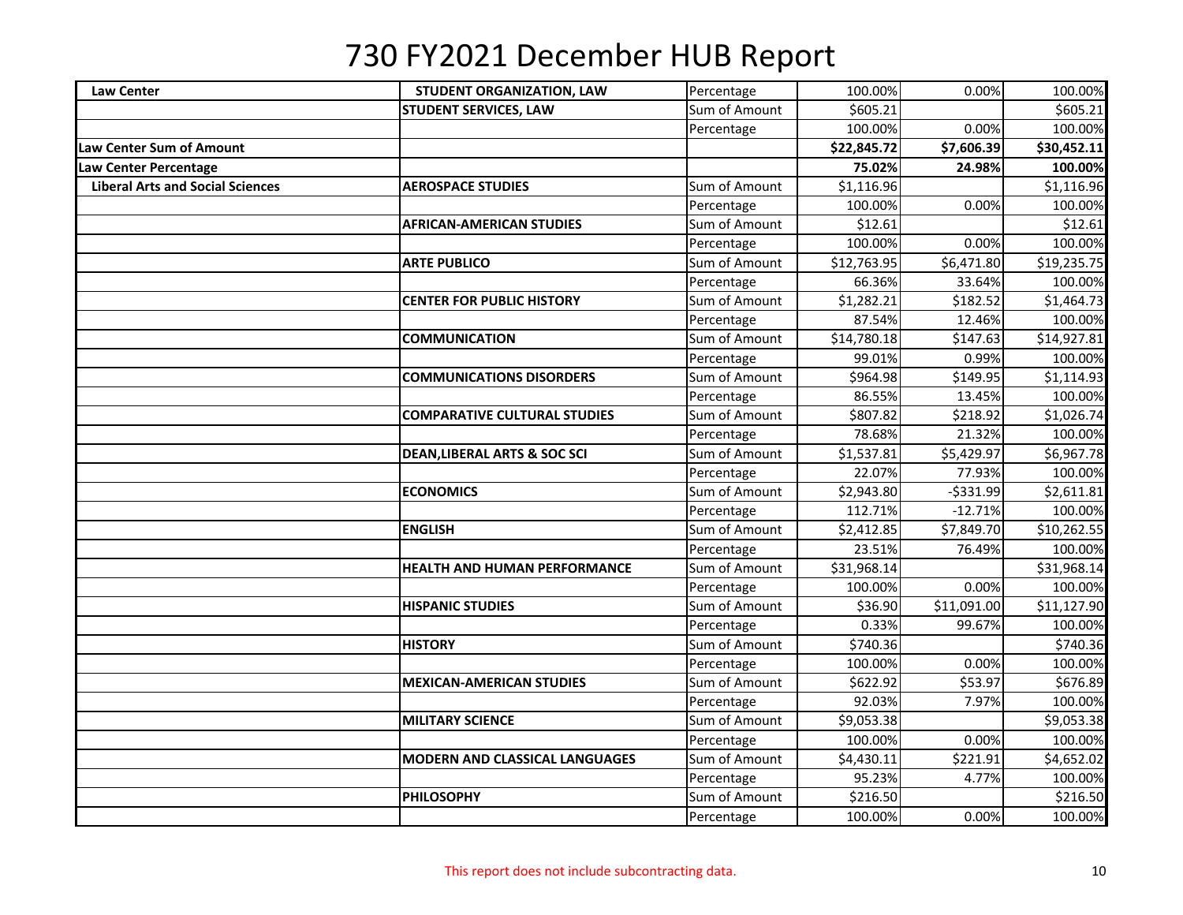# 730 FY2021 December HUB Report

| | | | | | |
|---|---|---|---|---|---|
| **Law Center** | **STUDENT ORGANIZATION, LAW** | Percentage | 100.00% | 0.00% | 100.00% |
| | **STUDENT SERVICES, LAW** | Sum of Amount | $605.21 | | $605.21 |
| | | Percentage | 100.00% | 0.00% | 100.00% |
| **Law Center Sum of Amount** | | | **$22,845.72** | **$7,606.39** | **$30,452.11** |
| **Law Center Percentage** | | | **75.02%** | **24.98%** | **100.00%** |
| **Liberal Arts and Social Sciences** | **AEROSPACE STUDIES** | Sum of Amount | $1,116.96 | | $1,116.96 |
| | | Percentage | 100.00% | 0.00% | 100.00% |
| | **AFRICAN-AMERICAN STUDIES** | Sum of Amount | $12.61 | | $12.61 |
| | | Percentage | 100.00% | 0.00% | 100.00% |
| | **ARTE PUBLICO** | Sum of Amount | $12,763.95 | $6,471.80 | $19,235.75 |
| | | Percentage | 66.36% | 33.64% | 100.00% |
| | **CENTER FOR PUBLIC HISTORY** | Sum of Amount | $1,282.21 | $182.52 | $1,464.73 |
| | | Percentage | 87.54% | 12.46% | 100.00% |
| | **COMMUNICATION** | Sum of Amount | $14,780.18 | $147.63 | $14,927.81 |
| | | Percentage | 99.01% | 0.99% | 100.00% |
| | **COMMUNICATIONS DISORDERS** | Sum of Amount | $964.98 | $149.95 | $1,114.93 |
| | | Percentage | 86.55% | 13.45% | 100.00% |
| | **COMPARATIVE CULTURAL STUDIES** | Sum of Amount | $807.82 | $218.92 | $1,026.74 |
| | | Percentage | 78.68% | 21.32% | 100.00% |
| | **DEAN,LIBERAL ARTS & SOC SCI** | Sum of Amount | $1,537.81 | $5,429.97 | $6,967.78 |
| | | Percentage | 22.07% | 77.93% | 100.00% |
| | **ECONOMICS** | Sum of Amount | $2,943.80 | -$331.99 | $2,611.81 |
| | | Percentage | 112.71% | -12.71% | 100.00% |
| | **ENGLISH** | Sum of Amount | $2,412.85 | $7,849.70 | $10,262.55 |
| | | Percentage | 23.51% | 76.49% | 100.00% |
| | **HEALTH AND HUMAN PERFORMANCE** | Sum of Amount | $31,968.14 | | $31,968.14 |
| | | Percentage | 100.00% | 0.00% | 100.00% |
| | **HISPANIC STUDIES** | Sum of Amount | $36.90 | $11,091.00 | $11,127.90 |
| | | Percentage | 0.33% | 99.67% | 100.00% |
| | **HISTORY** | Sum of Amount | $740.36 | | $740.36 |
| | | Percentage | 100.00% | 0.00% | 100.00% |
| | **MEXICAN-AMERICAN STUDIES** | Sum of Amount | $622.92 | $53.97 | $676.89 |
| | | Percentage | 92.03% | 7.97% | 100.00% |
| | **MILITARY SCIENCE** | Sum of Amount | $9,053.38 | | $9,053.38 |
| | | Percentage | 100.00% | 0.00% | 100.00% |
| | **MODERN AND CLASSICAL LANGUAGES** | Sum of Amount | $4,430.11 | $221.91 | $4,652.02 |
| | | Percentage | 95.23% | 4.77% | 100.00% |
| | **PHILOSOPHY** | Sum of Amount | $216.50 | | $216.50 |
| | | Percentage | 100.00% | 0.00% | 100.00% |

This report does not include subcontracting data.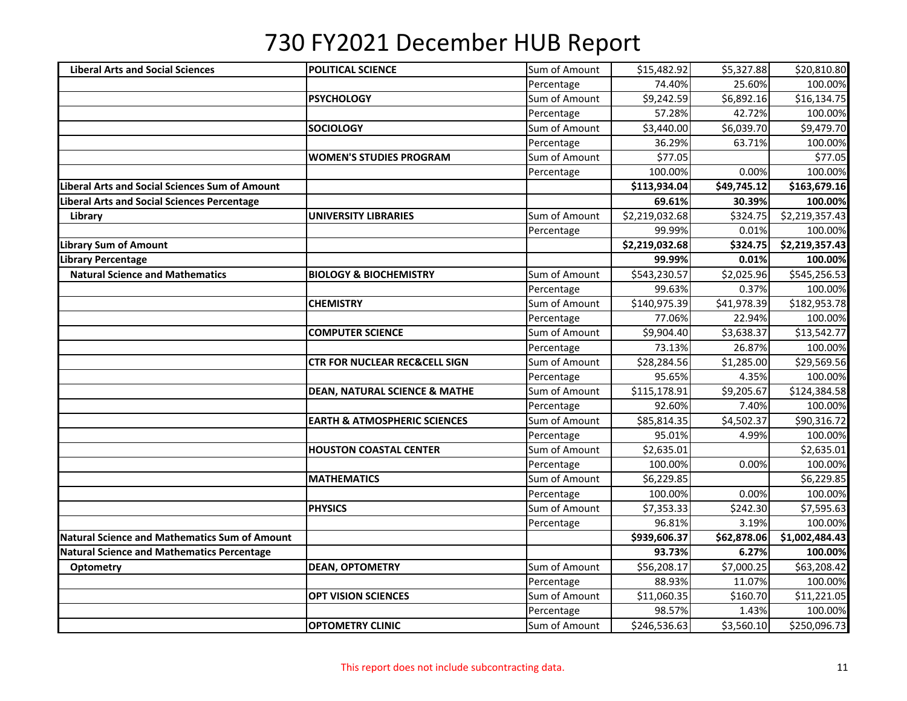# 730 FY2021 December HUB Report

| | | | | | |
|---|---|---|---|---|---|
| **Liberal Arts and Social Sciences** | **POLITICAL SCIENCE** | Sum of Amount | $15,482.92 | $5,327.88 | $20,810.80 |
| | | Percentage | 74.40% | 25.60% | 100.00% |
| | **PSYCHOLOGY** | Sum of Amount | $9,242.59 | $6,892.16 | $16,134.75 |
| | | Percentage | 57.28% | 42.72% | 100.00% |
| | **SOCIOLOGY** | Sum of Amount | $3,440.00 | $6,039.70 | $9,479.70 |
| | | Percentage | 36.29% | 63.71% | 100.00% |
| | **WOMEN'S STUDIES PROGRAM** | Sum of Amount | $77.05 | | $77.05 |
| | | Percentage | 100.00% | 0.00% | 100.00% |
| **Liberal Arts and Social Sciences Sum of Amount** | | | **$113,934.04** | **$49,745.12** | **$163,679.16** |
| **Liberal Arts and Social Sciences Percentage** | | | **69.61%** | **30.39%** | **100.00%** |
| **Library** | **UNIVERSITY LIBRARIES** | Sum of Amount | $2,219,032.68 | $324.75 | $2,219,357.43 |
| | | Percentage | 99.99% | 0.01% | 100.00% |
| **Library Sum of Amount** | | | **$2,219,032.68** | **$324.75** | **$2,219,357.43** |
| **Library Percentage** | | | **99.99%** | **0.01%** | **100.00%** |
| **Natural Science and Mathematics** | **BIOLOGY & BIOCHEMISTRY** | Sum of Amount | $543,230.57 | $2,025.96 | $545,256.53 |
| | | Percentage | 99.63% | 0.37% | 100.00% |
| | **CHEMISTRY** | Sum of Amount | $140,975.39 | $41,978.39 | $182,953.78 |
| | | Percentage | 77.06% | 22.94% | 100.00% |
| | **COMPUTER SCIENCE** | Sum of Amount | $9,904.40 | $3,638.37 | $13,542.77 |
| | | Percentage | 73.13% | 26.87% | 100.00% |
| | **CTR FOR NUCLEAR REC&CELL SIGN** | Sum of Amount | $28,284.56 | $1,285.00 | $29,569.56 |
| | | Percentage | 95.65% | 4.35% | 100.00% |
| | **DEAN, NATURAL SCIENCE & MATHE** | Sum of Amount | $115,178.91 | $9,205.67 | $124,384.58 |
| | | Percentage | 92.60% | 7.40% | 100.00% |
| | **EARTH & ATMOSPHERIC SCIENCES** | Sum of Amount | $85,814.35 | $4,502.37 | $90,316.72 |
| | | Percentage | 95.01% | 4.99% | 100.00% |
| | **HOUSTON COASTAL CENTER** | Sum of Amount | $2,635.01 | | $2,635.01 |
| | | Percentage | 100.00% | 0.00% | 100.00% |
| | **MATHEMATICS** | Sum of Amount | $6,229.85 | | $6,229.85 |
| | | Percentage | 100.00% | 0.00% | 100.00% |
| | **PHYSICS** | Sum of Amount | $7,353.33 | $242.30 | $7,595.63 |
| | | Percentage | 96.81% | 3.19% | 100.00% |
| **Natural Science and Mathematics Sum of Amount** | | | **$939,606.37** | **$62,878.06** | **$1,002,484.43** |
| **Natural Science and Mathematics Percentage** | | | **93.73%** | **6.27%** | **100.00%** |
| **Optometry** | **DEAN, OPTOMETRY** | Sum of Amount | $56,208.17 | $7,000.25 | $63,208.42 |
| | | Percentage | 88.93% | 11.07% | 100.00% |
| | **OPT VISION SCIENCES** | Sum of Amount | $11,060.35 | $160.70 | $11,221.05 |
| | | Percentage | 98.57% | 1.43% | 100.00% |
| | **OPTOMETRY CLINIC** | Sum of Amount | $246,536.63 | $3,560.10 | $250,096.73 |

This report does not include subcontracting data.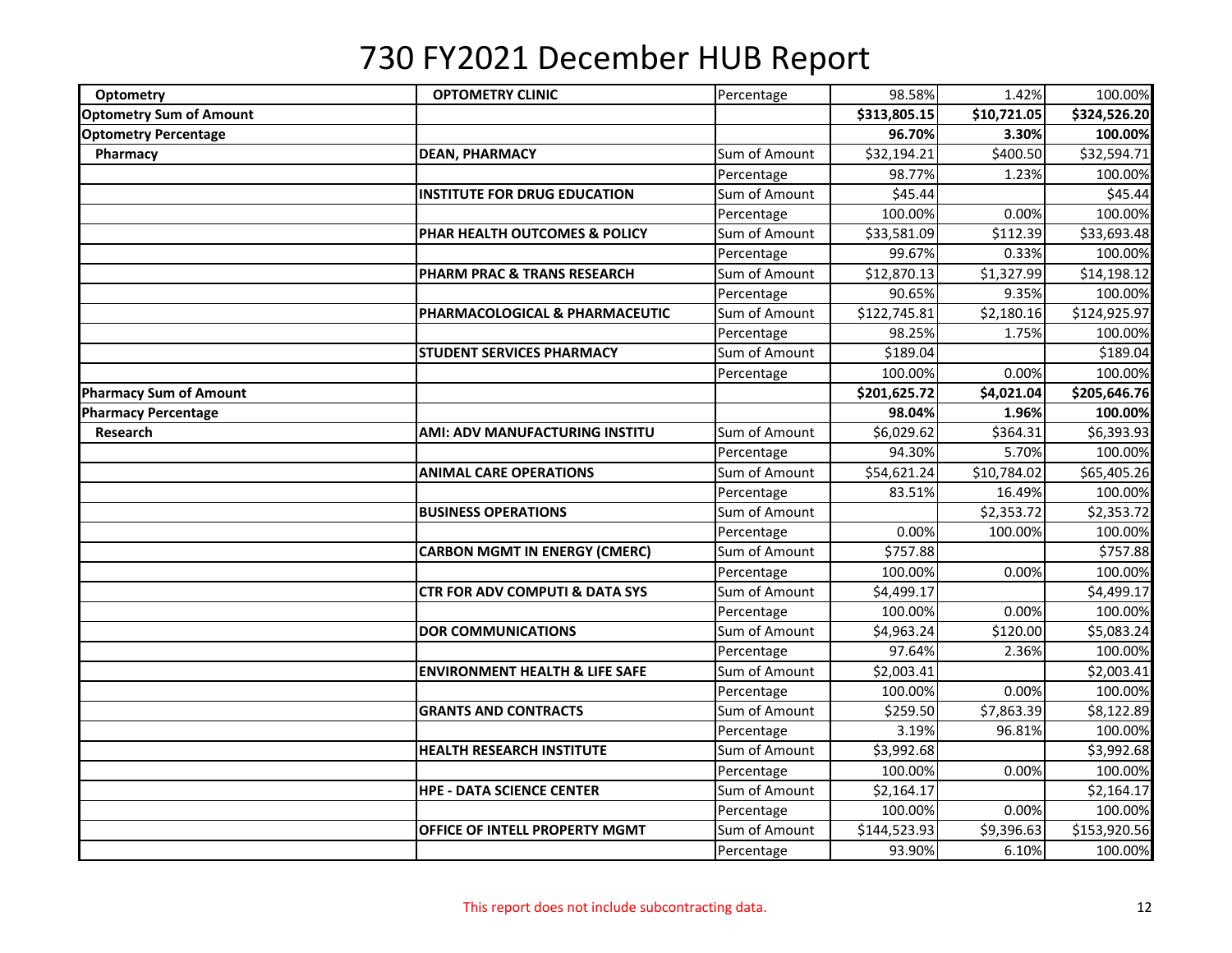# 730 FY2021 December HUB Report

| | | | | | |
|---|---|---|---|---|---|
| **Optometry** | **OPTOMETRY CLINIC** | Percentage | 98.58% | 1.42% | 100.00% |
| **Optometry Sum of Amount** | | | **$313,805.15** | **$10,721.05** | **$324,526.20** |
| **Optometry Percentage** | | | **96.70%** | **3.30%** | **100.00%** |
| **Pharmacy** | **DEAN, PHARMACY** | Sum of Amount | $32,194.21 | $400.50 | $32,594.71 |
| | | Percentage | 98.77% | 1.23% | 100.00% |
| | **INSTITUTE FOR DRUG EDUCATION** | Sum of Amount | $45.44 | | $45.44 |
| | | Percentage | 100.00% | 0.00% | 100.00% |
| | **PHAR HEALTH OUTCOMES & POLICY** | Sum of Amount | $33,581.09 | $112.39 | $33,693.48 |
| | | Percentage | 99.67% | 0.33% | 100.00% |
| | **PHARM PRAC & TRANS RESEARCH** | Sum of Amount | $12,870.13 | $1,327.99 | $14,198.12 |
| | | Percentage | 90.65% | 9.35% | 100.00% |
| | **PHARMACOLOGICAL & PHARMACEUTIC** | Sum of Amount | $122,745.81 | $2,180.16 | $124,925.97 |
| | | Percentage | 98.25% | 1.75% | 100.00% |
| | **STUDENT SERVICES PHARMACY** | Sum of Amount | $189.04 | | $189.04 |
| | | Percentage | 100.00% | 0.00% | 100.00% |
| **Pharmacy Sum of Amount** | | | **$201,625.72** | **$4,021.04** | **$205,646.76** |
| **Pharmacy Percentage** | | | **98.04%** | **1.96%** | **100.00%** |
| **Research** | **AMI: ADV MANUFACTURING INSTITU** | Sum of Amount | $6,029.62 | $364.31 | $6,393.93 |
| | | Percentage | 94.30% | 5.70% | 100.00% |
| | **ANIMAL CARE OPERATIONS** | Sum of Amount | $54,621.24 | $10,784.02 | $65,405.26 |
| | | Percentage | 83.51% | 16.49% | 100.00% |
| | **BUSINESS OPERATIONS** | Sum of Amount | | $2,353.72 | $2,353.72 |
| | | Percentage | 0.00% | 100.00% | 100.00% |
| | **CARBON MGMT IN ENERGY (CMERC)** | Sum of Amount | $757.88 | | $757.88 |
| | | Percentage | 100.00% | 0.00% | 100.00% |
| | **CTR FOR ADV COMPUTI & DATA SYS** | Sum of Amount | $4,499.17 | | $4,499.17 |
| | | Percentage | 100.00% | 0.00% | 100.00% |
| | **DOR COMMUNICATIONS** | Sum of Amount | $4,963.24 | $120.00 | $5,083.24 |
| | | Percentage | 97.64% | 2.36% | 100.00% |
| | **ENVIRONMENT HEALTH & LIFE SAFE** | Sum of Amount | $2,003.41 | | $2,003.41 |
| | | Percentage | 100.00% | 0.00% | 100.00% |
| | **GRANTS AND CONTRACTS** | Sum of Amount | $259.50 | $7,863.39 | $8,122.89 |
| | | Percentage | 3.19% | 96.81% | 100.00% |
| | **HEALTH RESEARCH INSTITUTE** | Sum of Amount | $3,992.68 | | $3,992.68 |
| | | Percentage | 100.00% | 0.00% | 100.00% |
| | **HPE - DATA SCIENCE CENTER** | Sum of Amount | $2,164.17 | | $2,164.17 |
| | | Percentage | 100.00% | 0.00% | 100.00% |
| | **OFFICE OF INTELL PROPERTY MGMT** | Sum of Amount | $144,523.93 | $9,396.63 | $153,920.56 |
| | | Percentage | 93.90% | 6.10% | 100.00% |

This report does not include subcontracting data.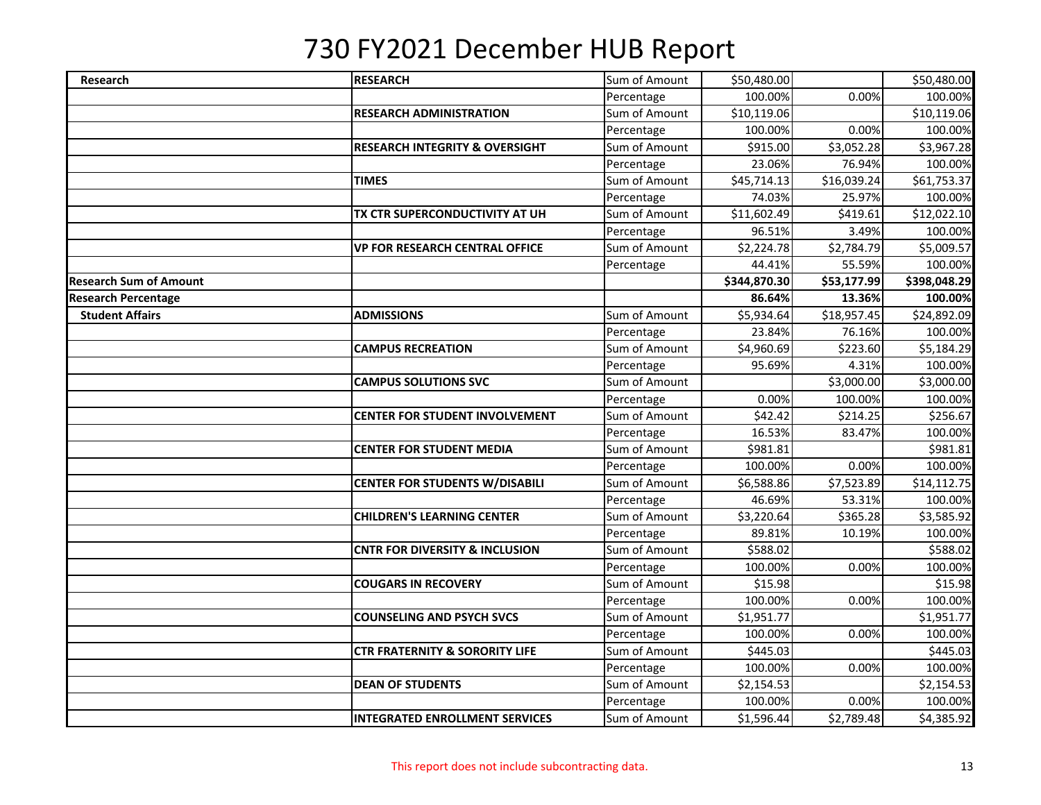# 730 FY2021 December HUB Report

| | | | | | |
|---|---|---|---|---|---|
| **Research** | **RESEARCH** | Sum of Amount | $50,480.00 | | $50,480.00 |
| | | Percentage | 100.00% | 0.00% | 100.00% |
| | **RESEARCH ADMINISTRATION** | Sum of Amount | $10,119.06 | | $10,119.06 |
| | | Percentage | 100.00% | 0.00% | 100.00% |
| | **RESEARCH INTEGRITY & OVERSIGHT** | Sum of Amount | $915.00 | $3,052.28 | $3,967.28 |
| | | Percentage | 23.06% | 76.94% | 100.00% |
| | **TIMES** | Sum of Amount | $45,714.13 | $16,039.24 | $61,753.37 |
| | | Percentage | 74.03% | 25.97% | 100.00% |
| | **TX CTR SUPERCONDUCTIVITY AT UH** | Sum of Amount | $11,602.49 | $419.61 | $12,022.10 |
| | | Percentage | 96.51% | 3.49% | 100.00% |
| | **VP FOR RESEARCH CENTRAL OFFICE** | Sum of Amount | $2,224.78 | $2,784.79 | $5,009.57 |
| | | Percentage | 44.41% | 55.59% | 100.00% |
| **Research Sum of Amount** | | | **$344,870.30** | **$53,177.99** | **$398,048.29** |
| **Research Percentage** | | | **86.64%** | **13.36%** | **100.00%** |
| **Student Affairs** | **ADMISSIONS** | Sum of Amount | $5,934.64 | $18,957.45 | $24,892.09 |
| | | Percentage | 23.84% | 76.16% | 100.00% |
| | **CAMPUS RECREATION** | Sum of Amount | $4,960.69 | $223.60 | $5,184.29 |
| | | Percentage | 95.69% | 4.31% | 100.00% |
| | **CAMPUS SOLUTIONS SVC** | Sum of Amount | | $3,000.00 | $3,000.00 |
| | | Percentage | 0.00% | 100.00% | 100.00% |
| | **CENTER FOR STUDENT INVOLVEMENT** | Sum of Amount | $42.42 | $214.25 | $256.67 |
| | | Percentage | 16.53% | 83.47% | 100.00% |
| | **CENTER FOR STUDENT MEDIA** | Sum of Amount | $981.81 | | $981.81 |
| | | Percentage | 100.00% | 0.00% | 100.00% |
| | **CENTER FOR STUDENTS W/DISABILI** | Sum of Amount | $6,588.86 | $7,523.89 | $14,112.75 |
| | | Percentage | 46.69% | 53.31% | 100.00% |
| | **CHILDREN'S LEARNING CENTER** | Sum of Amount | $3,220.64 | $365.28 | $3,585.92 |
| | | Percentage | 89.81% | 10.19% | 100.00% |
| | **CNTR FOR DIVERSITY & INCLUSION** | Sum of Amount | $588.02 | | $588.02 |
| | | Percentage | 100.00% | 0.00% | 100.00% |
| | **COUGARS IN RECOVERY** | Sum of Amount | $15.98 | | $15.98 |
| | | Percentage | 100.00% | 0.00% | 100.00% |
| | **COUNSELING AND PSYCH SVCS** | Sum of Amount | $1,951.77 | | $1,951.77 |
| | | Percentage | 100.00% | 0.00% | 100.00% |
| | **CTR FRATERNITY & SORORITY LIFE** | Sum of Amount | $445.03 | | $445.03 |
| | | Percentage | 100.00% | 0.00% | 100.00% |
| | **DEAN OF STUDENTS** | Sum of Amount | $2,154.53 | | $2,154.53 |
| | | Percentage | 100.00% | 0.00% | 100.00% |
| | **INTEGRATED ENROLLMENT SERVICES** | Sum of Amount | $1,596.44 | $2,789.48 | $4,385.92 |

This report does not include subcontracting data.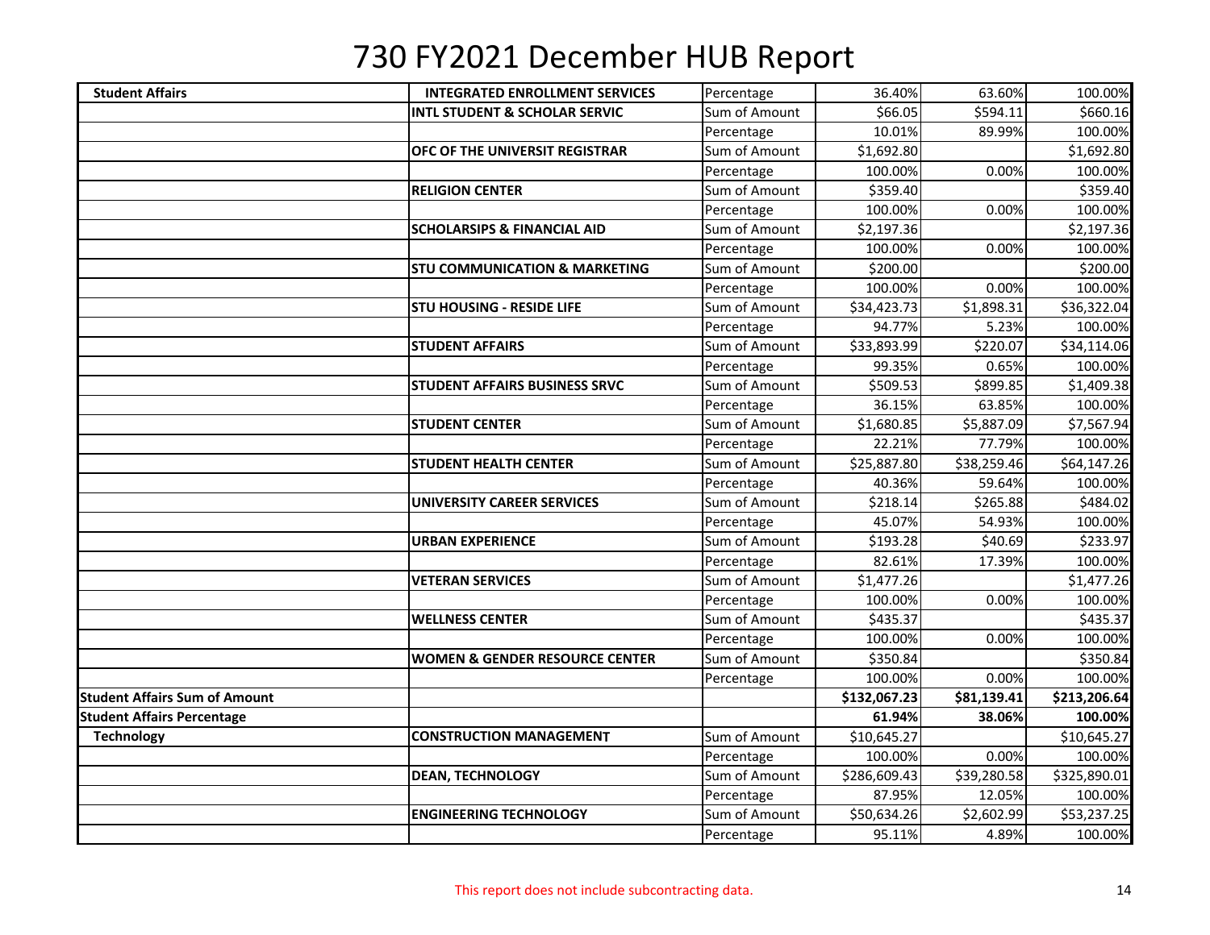# 730 FY2021 December HUB Report

| | | | | | |
|---|---|---|---|---|---|
| **Student Affairs** | **INTEGRATED ENROLLMENT SERVICES** | Percentage | 36.40% | 63.60% | 100.00% |
| | **INTL STUDENT & SCHOLAR SERVIC** | Sum of Amount | $66.05 | $594.11 | $660.16 |
| | | Percentage | 10.01% | 89.99% | 100.00% |
| | **OFC OF THE UNIVERSIT REGISTRAR** | Sum of Amount | $1,692.80 | | $1,692.80 |
| | | Percentage | 100.00% | 0.00% | 100.00% |
| | **RELIGION CENTER** | Sum of Amount | $359.40 | | $359.40 |
| | | Percentage | 100.00% | 0.00% | 100.00% |
| | **SCHOLARSIPS & FINANCIAL AID** | Sum of Amount | $2,197.36 | | $2,197.36 |
| | | Percentage | 100.00% | 0.00% | 100.00% |
| | **STU COMMUNICATION & MARKETING** | Sum of Amount | $200.00 | | $200.00 |
| | | Percentage | 100.00% | 0.00% | 100.00% |
| | **STU HOUSING - RESIDE LIFE** | Sum of Amount | $34,423.73 | $1,898.31 | $36,322.04 |
| | | Percentage | 94.77% | 5.23% | 100.00% |
| | **STUDENT AFFAIRS** | Sum of Amount | $33,893.99 | $220.07 | $34,114.06 |
| | | Percentage | 99.35% | 0.65% | 100.00% |
| | **STUDENT AFFAIRS BUSINESS SRVC** | Sum of Amount | $509.53 | $899.85 | $1,409.38 |
| | | Percentage | 36.15% | 63.85% | 100.00% |
| | **STUDENT CENTER** | Sum of Amount | $1,680.85 | $5,887.09 | $7,567.94 |
| | | Percentage | 22.21% | 77.79% | 100.00% |
| | **STUDENT HEALTH CENTER** | Sum of Amount | $25,887.80 | $38,259.46 | $64,147.26 |
| | | Percentage | 40.36% | 59.64% | 100.00% |
| | **UNIVERSITY CAREER SERVICES** | Sum of Amount | $218.14 | $265.88 | $484.02 |
| | | Percentage | 45.07% | 54.93% | 100.00% |
| | **URBAN EXPERIENCE** | Sum of Amount | $193.28 | $40.69 | $233.97 |
| | | Percentage | 82.61% | 17.39% | 100.00% |
| | **VETERAN SERVICES** | Sum of Amount | $1,477.26 | | $1,477.26 |
| | | Percentage | 100.00% | 0.00% | 100.00% |
| | **WELLNESS CENTER** | Sum of Amount | $435.37 | | $435.37 |
| | | Percentage | 100.00% | 0.00% | 100.00% |
| | **WOMEN & GENDER RESOURCE CENTER** | Sum of Amount | $350.84 | | $350.84 |
| | | Percentage | 100.00% | 0.00% | 100.00% |
| **Student Affairs Sum of Amount** | | | **$132,067.23** | **$81,139.41** | **$213,206.64** |
| **Student Affairs Percentage** | | | **61.94%** | **38.06%** | **100.00%** |
| **Technology** | **CONSTRUCTION MANAGEMENT** | Sum of Amount | $10,645.27 | | $10,645.27 |
| | | Percentage | 100.00% | 0.00% | 100.00% |
| | **DEAN, TECHNOLOGY** | Sum of Amount | $286,609.43 | $39,280.58 | $325,890.01 |
| | | Percentage | 87.95% | 12.05% | 100.00% |
| | **ENGINEERING TECHNOLOGY** | Sum of Amount | $50,634.26 | $2,602.99 | $53,237.25 |
| | | Percentage | 95.11% | 4.89% | 100.00% |

This report does not include subcontracting data.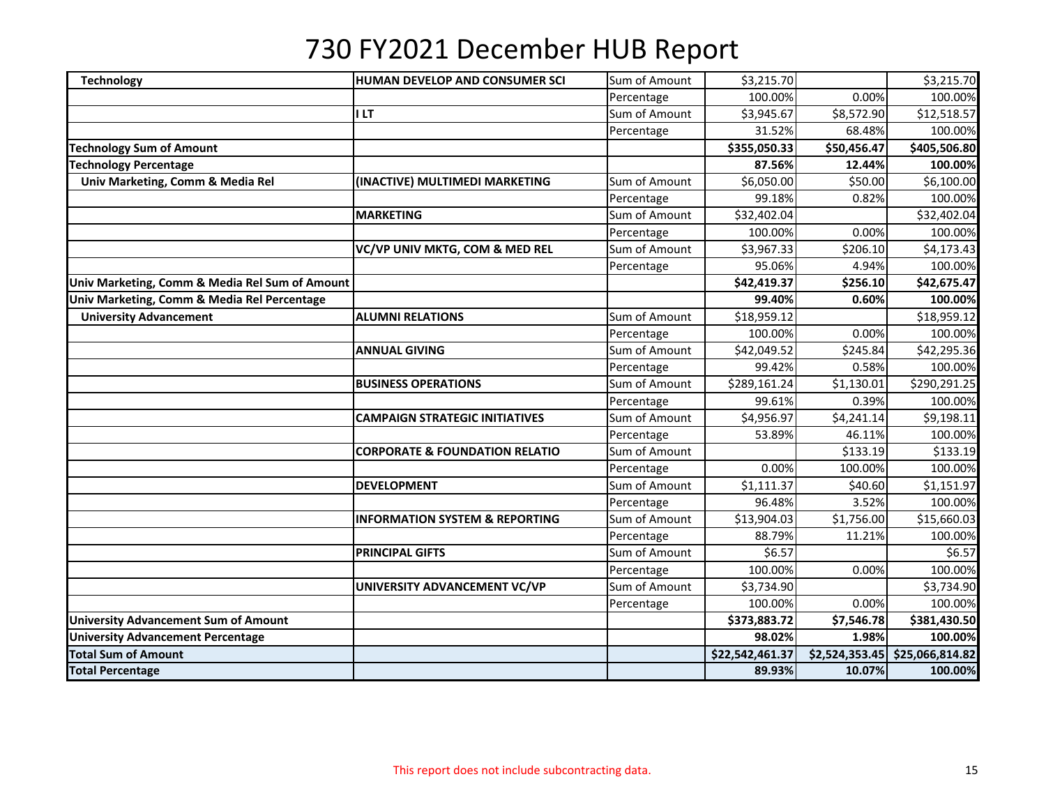# 730 FY2021 December HUB Report

| | | | | | |
|---|---|---|---|---|---|
| Technology | **HUMAN DEVELOP AND CONSUMER SCI** | Sum of Amount | $3,215.70 | | $3,215.70 |
| | | Percentage | 100.00% | 0.00% | 100.00% |
| | **I LT** | Sum of Amount | $3,945.67 | $8,572.90 | $12,518.57 |
| | | Percentage | 31.52% | 68.48% | 100.00% |
| **Technology Sum of Amount** | | | **$355,050.33** | **$50,456.47** | **$405,506.80** |
| **Technology Percentage** | | | **87.56%** | **12.44%** | **100.00%** |
| **Univ Marketing, Comm & Media Rel** | **(INACTIVE) MULTIMEDI MARKETING** | Sum of Amount | $6,050.00 | $50.00 | $6,100.00 |
| | | Percentage | 99.18% | 0.82% | 100.00% |
| | **MARKETING** | Sum of Amount | $32,402.04 | | $32,402.04 |
| | | Percentage | 100.00% | 0.00% | 100.00% |
| | **VC/VP UNIV MKTG, COM & MED REL** | Sum of Amount | $3,967.33 | $206.10 | $4,173.43 |
| | | Percentage | 95.06% | 4.94% | 100.00% |
| **Univ Marketing, Comm & Media Rel Sum of Amount** | | | **$42,419.37** | **$256.10** | **$42,675.47** |
| **Univ Marketing, Comm & Media Rel Percentage** | | | **99.40%** | **0.60%** | **100.00%** |
| **University Advancement** | **ALUMNI RELATIONS** | Sum of Amount | $18,959.12 | | $18,959.12 |
| | | Percentage | 100.00% | 0.00% | 100.00% |
| | **ANNUAL GIVING** | Sum of Amount | $42,049.52 | $245.84 | $42,295.36 |
| | | Percentage | 99.42% | 0.58% | 100.00% |
| | **BUSINESS OPERATIONS** | Sum of Amount | $289,161.24 | $1,130.01 | $290,291.25 |
| | | Percentage | 99.61% | 0.39% | 100.00% |
| | **CAMPAIGN STRATEGIC INITIATIVES** | Sum of Amount | $4,956.97 | $4,241.14 | $9,198.11 |
| | | Percentage | 53.89% | 46.11% | 100.00% |
| | **CORPORATE & FOUNDATION RELATIO** | Sum of Amount | | $133.19 | $133.19 |
| | | Percentage | 0.00% | 100.00% | 100.00% |
| | **DEVELOPMENT** | Sum of Amount | $1,111.37 | $40.60 | $1,151.97 |
| | | Percentage | 96.48% | 3.52% | 100.00% |
| | **INFORMATION SYSTEM & REPORTING** | Sum of Amount | $13,904.03 | $1,756.00 | $15,660.03 |
| | | Percentage | 88.79% | 11.21% | 100.00% |
| | **PRINCIPAL GIFTS** | Sum of Amount | $6.57 | | $6.57 |
| | | Percentage | 100.00% | 0.00% | 100.00% |
| | **UNIVERSITY ADVANCEMENT VC/VP** | Sum of Amount | $3,734.90 | | $3,734.90 |
| | | Percentage | 100.00% | 0.00% | 100.00% |
| **University Advancement Sum of Amount** | | | **$373,883.72** | **$7,546.78** | **$381,430.50** |
| **University Advancement Percentage** | | | **98.02%** | **1.98%** | **100.00%** |
| **Total Sum of Amount** | | | **$22,542,461.37** | **$2,524,353.45** | **$25,066,814.82** |
| **Total Percentage** | | | **89.93%** | **10.07%** | **100.00%** |

This report does not include subcontracting data.